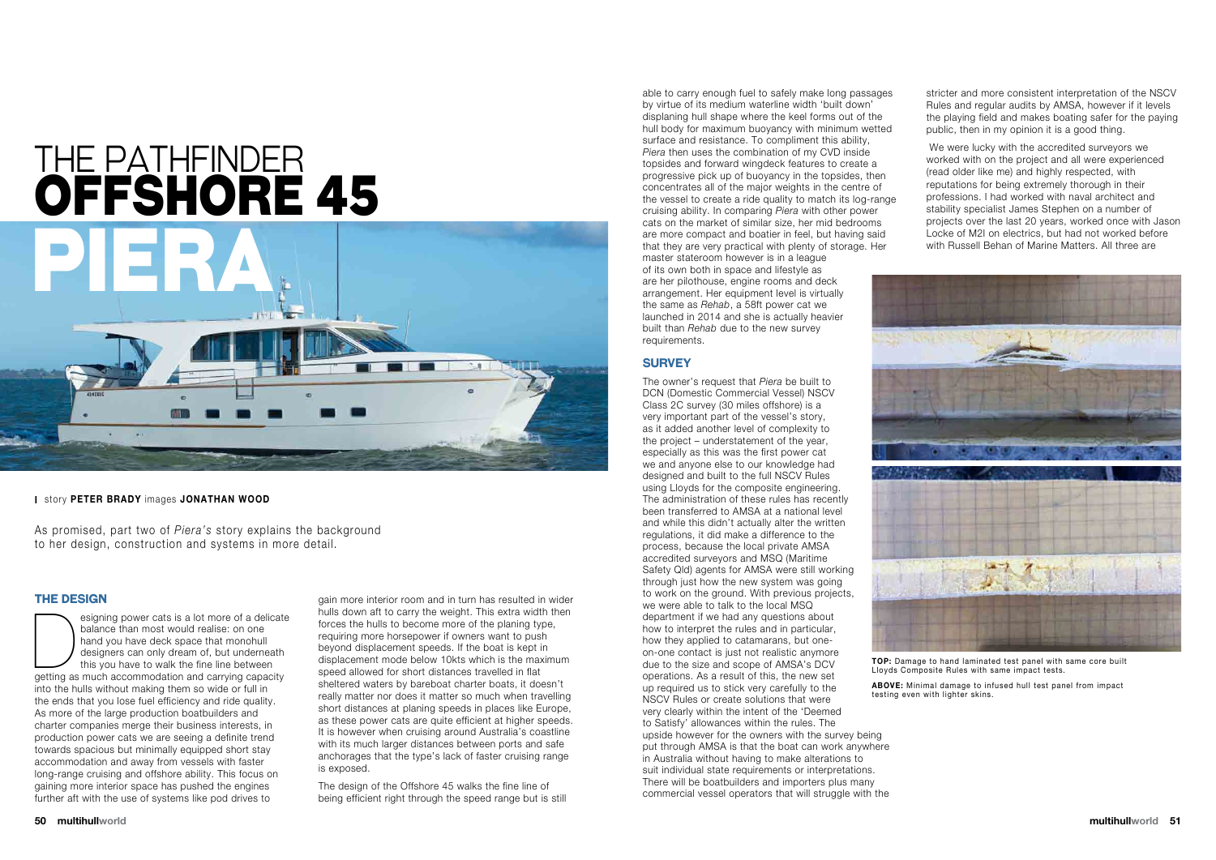# THE PATHFINDER OFFSHORE 45 PIERA

story **PETER BRADY** images **JONATHAN WOOD**

As promised, part two of *Piera's* story explains the background to her design, construction and systems in more detail.

## THE DESIGN

Designing power cats is a lot more of a delicate balance than most would realise: on one hand you have deck space that monohull designers can only dream of, but underneath this you have to walk the fine line between getting as much accommodation and carrying capacity into the hulls without making them so wide or full in the ends that you lose fuel efficiency and ride quality. As more of the large production boatbuilders and charter companies merge their business interests, in production power cats we are seeing a definite trend towards spacious but minimally equipped short stay accommodation and away from vessels with faster long-range cruising and offshore ability. This focus on gaining more interior space has pushed the engines further aft with the use of systems like pod drives to gain more interior room and in turn has resulted in wider hulls down aft to carry the weight. This extra width then forces the hulls to become more of the planing type, requiring more horsepower if owners want to push beyond displacement speeds. If the boat is kept in displacement mode below 10kts which is the maximum speed allowed for short distances travelled in flat sheltered waters by bareboat charter boats, it doesn't really matter nor does it matter so much when travelling short distances at planing speeds in places like Europe, as these power cats are quite efficient at higher speeds. It is however when cruising around Australia's coastline with its much larger distances between ports and safe anchorages that the type's lack of faster cruising range is exposed.

The design of the Offshore 45 walks the fine line of being efficient right through the speed range but is still able to carry enough fuel to safely make long passages by virtue of its medium waterline width 'built down' displaning hull shape where the keel forms out of the hull body for maximum buoyancy with minimum wetted surface and resistance. To compliment this ability, *Piera* then uses the combination of my CVD inside topsides and forward wingdeck features to create a progressive pick up of buoyancy in the topsides, then concentrates all of the major weights in the centre of the vessel to create a ride quality to match its log-range cruising ability. In comparing *Piera* with other power cats on the market of similar size, her mid bedrooms are more compact and boatier in feel, but having said that they are very practical with plenty of storage. Her master stateroom however is in a league of its own both in space and lifestyle as are her pilothouse, engine rooms and deck arrangement. Her equipment level is virtually the same as *Rehab*, a 58ft power cat we launched in 2014 and she is actually heavier built than *Rehab* due to the new survey requirements.

## SURVEY

The owner's request that *Piera* be built to DCN (Domestic Commercial Vessel) NSCV Class 2C survey (30 miles offshore) is a very important part of the vessel's story, as it added another level of complexity to the project – understatement of the year, especially as this was the first power cat we and anyone else to our knowledge had designed and built to the full NSCV Rules using Lloyds for the composite engineering. The administration of these rules has recently been transferred to AMSA at a national level and while this didn't actually alter the written regulations, it did make a difference to the process, because the local private AMSA accredited surveyors and MSQ (Maritime Safety Qld) agents for AMSA were still working through just how the new system was going to work on the ground. With previous projects, we were able to talk to the local MSQ department if we had any questions about how to interpret the rules and in particular, how they applied to catamarans, but one-on-one contact is just not realistic anymore due to the size and scope of AMSA's DCV operations. As a result of this, the new set up required us to stick very carefully to the NSCV Rules or create solutions that were very clearly within the intent of the 'Deemed to Satisfy' allowances within the rules. The upside however for the owners with the survey being put through AMSA is that the boat can work anywhere in Australia without having to make alterations to suit individual state requirements or interpretations. There will be boatbuilders and importers plus many commercial vessel operators that will struggle with the stricter and more consistent interpretation of the NSCV Rules and regular audits by AMSA, however if it levels the playing field and makes boating safer for the paying public, then in my opinion it is a good thing.

We were lucky with the accredited surveyors we worked with on the project and all were experienced (read older like me) and highly respected, with reputations for being extremely thorough in their professions. I had worked with naval architect and stability specialist James Stephen on a number of projects over the last 20 years, worked once with Jason Locke of M2I on electrics, but had not worked before with Russell Behan of Marine Matters. All three are

**TOP:** Damage to hand laminated test panel with same core built Lloyds Composite Rules with same impact tests.

**ABOVE:** Minimal damage to infused hull test panel from impact testing even with lighter skins.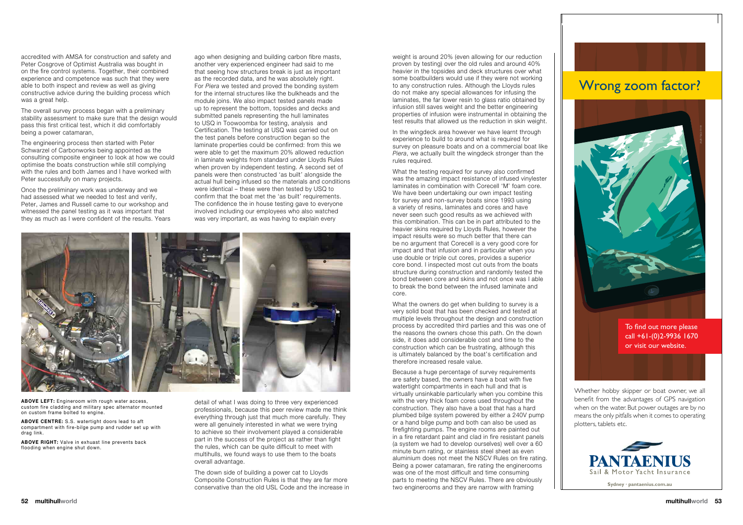accredited with AMSA for construction and safety and Peter Cosgrove of Optimist Australia was bought in on the fire control systems. Together, their combined experience and competence was such that they were able to both inspect and review as well as giving constructive advice during the building process which was a great help.

The overall survey process began with a preliminary stability assessment to make sure that the design would pass this first critical test, which it did comfortably being a power catamaran,

The engineering process then started with Peter Schwarzel of Carbonworks being appointed as the consulting composite engineer to look at how we could optimise the boats construction while still complying with the rules and both James and I have worked with Peter successfully on many projects.

Once the preliminary work was underway and we had assessed what we needed to test and verify, Peter, James and Russell came to our workshop and witnessed the panel testing as it was important that they as much as I were confident of the results. Years ago when designing and building carbon fibre masts, another very experienced engineer had said to me that seeing how structures break is just as important as the recorded data, and he was absolutely right. For *Piera* we tested and proved the bonding system for the internal structures like the bulkheads and the module joins. We also impact tested panels made up to represent the bottom, topsides and decks and submitted panels representing the hull laminates to USQ in Toowoomba for testing, analysis and Certification. The testing at USQ was carried out on the test panels before construction began so the laminate properties could be confirmed: from this we were able to get the maximum 20% allowed reduction in laminate weights from standard under Lloyds Rules when proven by independent testing. A second set of panels were then constructed 'as built' alongside the actual hull being infused so the materials and conditions were identical – these were then tested by USQ to confirm that the boat met the 'as built' requirements. The confidence the in house testing gave to everyone involved including our employees who also watched was very important, as was having to explain every detail of what I was doing to three very experienced professionals, because this peer review made me think everything through just that much more carefully. They were all genuinely interested in what we were trying to achieve so their involvement played a considerable part in the success of the project as rather than fight the rules, which can be quite difficult to meet with multihulls, we found ways to use them to the boats overall advantage.

**ABOVE LEFT:** Engineroom with rough water access, custom fire cladding and military spec alternator mounted on custom frame bolted to engine.

**ABOVE CENTRE:** S.S. watertight doors lead to aft compartment with fire-bilge pump and rudder set up with drag link.

**ABOVE RIGHT:** Valve in exhaust line prevents back flooding when engine shut down.

The down side of building a power cat to Lloyds Composite Construction Rules is that they are far more conservative than the old USL Code and the increase in weight is around 20% (even allowing for our reduction proven by testing) over the old rules and around 40% heavier in the topsides and deck structures over what some boatbuilders would use if they were not working to any construction rules. Although the Lloyds rules do not make any special allowances for infusing the laminates, the far lower resin to glass ratio obtained by infusion still saves weight and the better engineering properties of infusion were instrumental in obtaining the test results that allowed us the reduction in skin weight.

In the wingdeck area however we have learnt through experience to build to around what is required for survey on pleasure boats and on a commercial boat like *Piera*, we actually built the wingdeck stronger than the rules required.

What the testing required for survey also confirmed was the amazing impact resistance of infused vinylester laminates in combination with Corecell 'M' foam core. We have been undertaking our own impact testing for survey and non-survey boats since 1993 using a variety of resins, laminates and cores and have never seen such good results as we achieved with this combination. This can be in part attributed to the heavier skins required by Lloyds Rules, however the impact results were so much better that there can be no argument that Corecell is a very good core for impact and that infusion and in particular when you use double or triple cut cores, provides a superior core bond. I inspected most cut outs from the boats structure during construction and randomly tested the bond between core and skins and not once was I able to break the bond between the infused laminate and core.

What the owners do get when building to survey is a very solid boat that has been checked and tested at multiple levels throughout the design and construction process by accredited third parties and this was one of the reasons the owners chose this path. On the down side, it does add considerable cost and time to the construction which can be frustrating, although this is ultimately balanced by the boat's certification and therefore increased resale value.

Because a huge percentage of survey requirements are safety based, the owners have a boat with five watertight compartments in each hull and that is virtually unsinkable particularly when you combine this with the very thick foam cores used throughout the construction. They also have a boat that has a hard plumbed bilge system powered by either a 240V pump or a hand bilge pump and both can also be used as firefighting pumps. The engine rooms are painted out in a fire retardant paint and clad in fire resistant panels (a system we had to develop ourselves) well over a 60 minute burn rating, or stainless steel sheet as even aluminium does not meet the NSCV Rules on fire rating. Being a power catamaran, fire rating the enginerooms was one of the most difficult and time consuming parts to meeting the NSCV Rules. There are obviously two enginerooms and they are narrow with framing

## Wrong zoom factor?

To find out more please call +61-(0)2-9936 1670 or visit our website.

Whether hobby skipper or boat owner, we all benefit from the advantages of GPS navigation when on the water. But power outages are by no means the only pitfalls when it comes to operating plotters, tablets etc.

**PANTAENIUS**
Sail & Motor Yacht Insurance

**Sydney · pantaenius.com.au**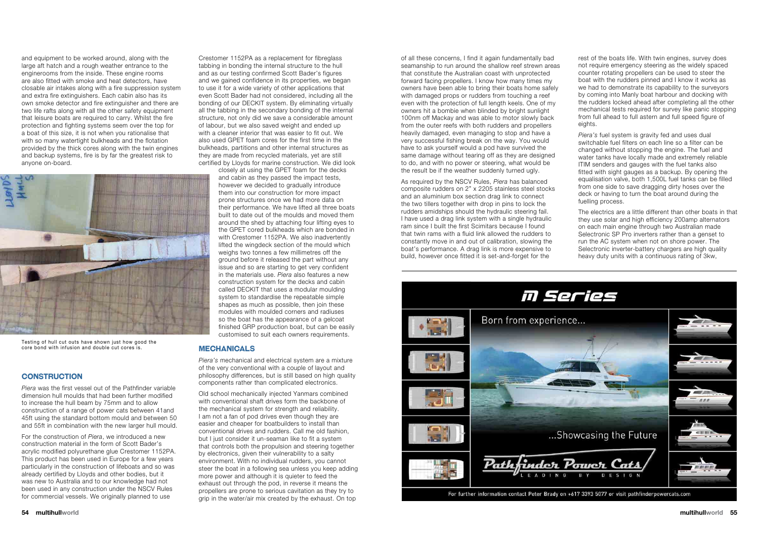and equipment to be worked around, along with the large aft hatch and a rough weather entrance to the enginerooms from the inside. These engine rooms are also fitted with smoke and heat detectors, have closable air intakes along with a fire suppression system and extra fire extinguishers. Each cabin also has its own smoke detector and fire extinguisher and there are two life rafts along with all the other safety equipment that leisure boats are required to carry. Whilst the fire protection and fighting systems seem over the top for a boat of this size, it is not when you rationalise that with so many watertight bulkheads and the flotation provided by the thick cores along with the twin engines and backup systems, fire is by far the greatest risk to anyone on-board.

Testing of hull cut outs have shown just how good the core bond with infusion and double cut cores is.

## CONSTRUCTION

*Piera* was the first vessel out of the Pathfinder variable dimension hull moulds that had been further modified to increase the hull beam by 75mm and to allow construction of a range of power cats between 41and 45ft using the standard bottom mould and between 50 and 55ft in combination with the new larger hull mould.

For the construction of *Piera*, we introduced a new construction material in the form of Scott Bader's acrylic modified polyurethane glue Crestomer 1152PA. This product has been used in Europe for a few years particularly in the construction of lifeboats and so was already certified by Lloyds and other bodies, but it was new to Australia and to our knowledge had not been used in any construction under the NSCV Rules for commercial vessels. We originally planned to use Crestomer 1152PA as a replacement for fibreglass tabbing in bonding the internal structure to the hull and as our testing confirmed Scott Bader's figures and we gained confidence in its properties, we began to use it for a wide variety of other applications that even Scott Bader had not considered, including all the bonding of our DECKIT system. By eliminating virtually all the tabbing in the secondary bonding of the internal structure, not only did we save a considerable amount of labour, but we also saved weight and ended up with a cleaner interior that was easier to fit out. We also used GPET foam cores for the first time in the bulkheads, partitions and other internal structures as they are made from recycled materials, yet are still certified by Lloyds for marine construction. We did look closely at using the GPET foam for the decks and cabin as they passed the impact tests, however we decided to gradually introduce them into our construction for more impact prone structures once we had more data on their performance. We have lifted all three boats built to date out of the moulds and moved them around the shed by attaching four lifting eyes to the GPET cored bulkheads which are bonded in with Crestomer 1152PA. We also inadvertently lifted the wingdeck section of the mould which weighs two tonnes a few millimetres off the ground before it released the part without any issue and so are starting to get very confident in the materials use. *Piera* also features a new construction system for the decks and cabin called DECKIT that uses a modular moulding system to standardise the repeatable simple shapes as much as possible, then join these modules with moulded corners and radiuses so the boat has the appearance of a gelcoat finished GRP production boat, but can be easily customised to suit each owners requirements.

## MECHANICALS

*Piera's* mechanical and electrical system are a mixture of the very conventional with a couple of layout and philosophy differences, but is still based on high quality components rather than complicated electronics.

Old school mechanically injected Yanmars combined with conventional shaft drives form the backbone of the mechanical system for strength and reliability. I am not a fan of pod drives even though they are easier and cheaper for boatbuilders to install than conventional drives and rudders. Call me old fashion, but I just consider it un-seaman like to fit a system that controls both the propulsion and steering together by electronics, given their vulnerability to a salty environment. With no individual rudders, you cannot steer the boat in a following sea unless you keep adding more power and although it is quieter to feed the exhaust out through the pod, in reverse it means the propellers are prone to serious cavitation as they try to grip in the water/air mix created by the exhaust. On top of all these concerns, I find it again fundamentally bad seamanship to run around the shallow reef strewn areas that constitute the Australian coast with unprotected forward facing propellers. I know how many times my owners have been able to bring their boats home safely with damaged props or rudders from touching a reef even with the protection of full length keels. One of my owners hit a bombie when blinded by bright sunlight 100nm off Mackay and was able to motor slowly back from the outer reefs with both rudders and propellers heavily damaged, even managing to stop and have a very successful fishing break on the way. You would have to ask yourself would a pod have survived the same damage without tearing off as they are designed to do, and with no power or steering, what would be the result be if the weather suddenly turned ugly.

As required by the NSCV Rules, *Piera* has balanced composite rudders on 2" x 2205 stainless steel stocks and an aluminium box section drag link to connect the two tillers together with drop in pins to lock the rudders amidships should the hydraulic steering fail. I have used a drag link system with a single hydraulic ram since I built the first Scimitars because I found that twin rams with a fluid link allowed the rudders to constantly move in and out of calibration, slowing the boat's performance. A drag link is more expensive to build, however once fitted it is set-and-forget for the rest of the boats life. With twin engines, survey does not require emergency steering as the widely spaced counter rotating propellers can be used to steer the boat with the rudders pinned and I know it works as we had to demonstrate its capability to the surveyors by coming into Manly boat harbour and docking with the rudders locked ahead after completing all the other mechanical tests required for survey like panic stopping from full ahead to full astern and full speed figure of eights.

*Piera's* fuel system is gravity fed and uses dual switchable fuel filters on each line so a filter can be changed without stopping the engine. The fuel and water tanks have locally made and extremely reliable ITIM senders and gauges with the fuel tanks also fitted with sight gauges as a backup. By opening the equalisation valve, both 1,500L fuel tanks can be filled from one side to save dragging dirty hoses over the deck or having to turn the boat around during the fuelling process.

The electrics are a little different than other boats in that they use solar and high efficiency 200amp alternators on each main engine through two Australian made Selectronic SP Pro inverters rather than a genset to run the AC system when not on shore power. The Selectronic inverter-battery chargers are high quality heavy duty units with a continuous rating of 3kw,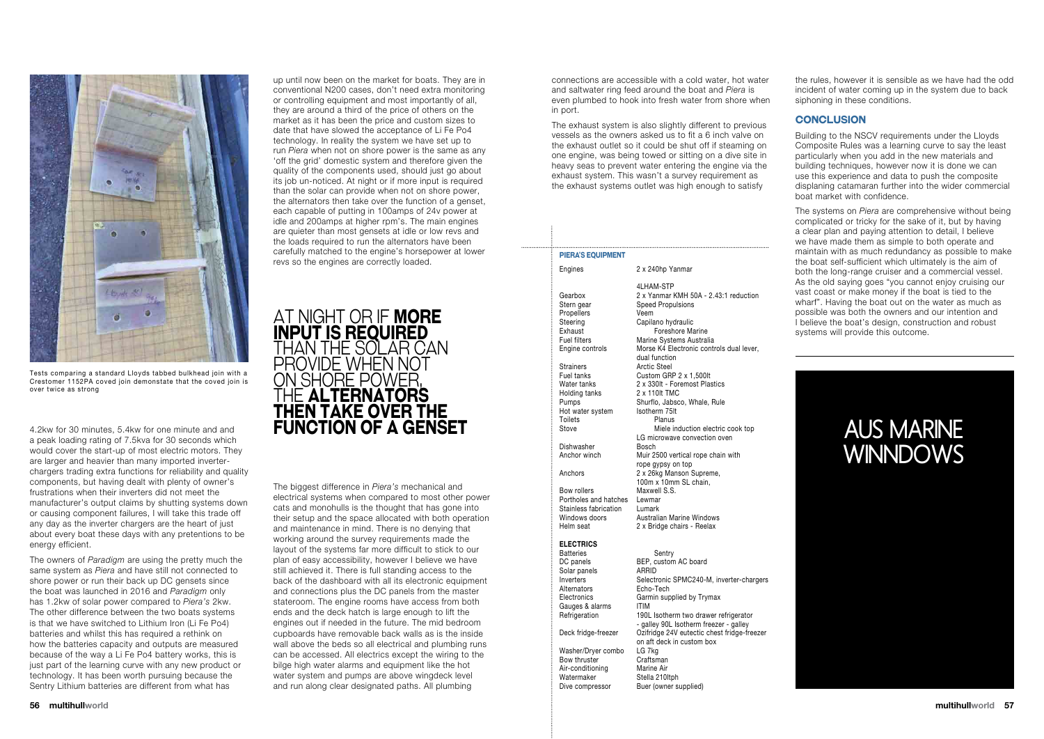Tests comparing a standard Lloyds tabbed bulkhead join with a Crestomer 1152PA coved join demonstate that the coved join is over twice as strong

4.2kw for 30 minutes, 5.4kw for one minute and and a peak loading rating of 7.5kva for 30 seconds which would cover the start-up of most electric motors. They are larger and heavier than many imported inverter-chargers trading extra functions for reliability and quality components, but having dealt with plenty of owner's frustrations when their inverters did not meet the manufacturer's output claims by shutting systems down or causing component failures, I will take this trade off any day as the inverter chargers are the heart of just about every boat these days with any pretentions to be energy efficient.

The owners of *Paradigm* are using the pretty much the same system as *Piera* and have still not connected to shore power or run their back up DC gensets since the boat was launched in 2016 and *Paradigm* only has 1.2kw of solar power compared to *Piera's* 2kw. The other difference between the two boats systems is that we have switched to Lithium Iron (Li Fe Po4) batteries and whilst this has required a rethink on how the batteries capacity and outputs are measured because of the way a Li Fe Po4 battery works, this is just part of the learning curve with any new product or technology. It has been worth pursuing because the Sentry Lithium batteries are different from what has up until now been on the market for boats. They are in conventional N200 cases, don't need extra monitoring or controlling equipment and most importantly of all, they are around a third of the price of others on the market as it has been the price and custom sizes to date that have slowed the acceptance of Li Fe Po4 technology. In reality the system we have set up to run *Piera* when not on shore power is the same as any 'off the grid' domestic system and therefore given the quality of the components used, should just go about its job un-noticed. At night or if more input is required than the solar can provide when not on shore power, the alternators then take over the function of a genset, each capable of putting in 100amps of 24v power at idle and 200amps at higher rpm's. The main engines are quieter than most gensets at idle or low revs and the loads required to run the alternators have been carefully matched to the engine's horsepower at lower revs so the engines are correctly loaded.

## AT NIGHT OR IF **MORE INPUT IS REQUIRED** THAN THE SOLAR CAN PROVIDE WHEN NOT ON SHORE POWER, THE **ALTERNATORS THEN TAKE OVER THE FUNCTION OF A GENSET**

The biggest difference in *Piera's* mechanical and electrical systems when compared to most other power cats and monohulls is the thought that has gone into their setup and the space allocated with both operation and maintenance in mind. There is no denying that working around the survey requirements made the layout of the systems far more difficult to stick to our plan of easy accessibility, however I believe we have still achieved it. There is full standing access to the back of the dashboard with all its electronic equipment and connections plus the DC panels from the master stateroom. The engine rooms have access from both ends and the deck hatch is large enough to lift the engines out if needed in the future. The mid bedroom cupboards have removable back walls as is the inside wall above the beds so all electrical and plumbing runs can be accessed. All electrics except the wiring to the bilge high water alarms and equipment like the hot water system and pumps are above wingdeck level and run along clear designated paths. All plumbing connections are accessible with a cold water, hot water and saltwater ring feed around the boat and *Piera* is even plumbed to hook into fresh water from shore when in port.

The exhaust system is also slightly different to previous vessels as the owners asked us to fit a 6 inch valve on the exhaust outlet so it could be shut off if steaming on one engine, was being towed or sitting on a dive site in heavy seas to prevent water entering the engine via the exhaust system. This wasn't a survey requirement as the exhaust systems outlet was high enough to satisfy the rules, however it is sensible as we have had the odd incident of water coming up in the system due to back siphoning in these conditions.

### CONCLUSION

Building to the NSCV requirements under the Lloyds Composite Rules was a learning curve to say the least particularly when you add in the new materials and building techniques, however now it is done we can use this experience and data to push the composite displaning catamaran further into the wider commercial boat market with confidence.

The systems on *Piera* are comprehensive without being complicated or tricky for the sake of it, but by having a clear plan and paying attention to detail, I believe we have made them as simple to both operate and maintain with as much redundancy as possible to make the boat self-sufficient which ultimately is the aim of both the long-range cruiser and a commercial vessel. As the old saying goes "you cannot enjoy cruising our vast coast or make money if the boat is tied to the wharf". Having the boat out on the water as much as possible was both the owners and our intention and I believe the boat's design, construction and robust systems will provide this outcome.

### PIERA'S EQUIPMENT

| | |
|---|---|
| Engines | 2 x 240hp Yanmar 4LHAM-STP |
| Gearbox | 2 x Yanmar KMH 50A - 2.43:1 reduction |
| Stern gear | Speed Propulsions |
| Propellers | Veem |
| Steering | Capilano hydraulic |
| Exhaust | Foreshore Marine |
| Fuel filters | Marine Systems Australia |
| Engine controls | Morse K4 Electronic controls dual lever, dual function |
| Strainers | Arctic Steel |
| Fuel tanks | Custom GRP 2 x 1,500lt |
| Water tanks | 2 x 330lt - Foremost Plastics |
| Holding tanks | 2 x 110lt TMC |
| Pumps | Shurflo, Jabsco, Whale, Rule |
| Hot water system | Isotherm 75lt |
| Toilets | Planus |
| Stove | Miele induction electric cook top LG microwave convection oven |
| Dishwasher | Bosch |
| Anchor winch | Muir 2500 vertical rope chain with rope gypsy on top |
| Anchors | 2 x 26kg Manson Supreme, 100m x 10mm SL chain, |
| Bow rollers | Maxwell S.S. |
| Portholes and hatches | Lewmar |
| Stainless fabrication | Lumark |
| Windows doors | Australian Marine Windows |
| Helm seat | 2 x Bridge chairs - Reelax |

**ELECTRICS**

| | |
|---|---|
| Batteries | Sentry |
| DC panels | BEP, custom AC board |
| Solar panels | ARRID |
| Inverters | Selectronic SPMC240-M, inverter-chargers |
| Alternators | Echo-Tech |
| Electronics | Garmin supplied by Trymax |
| Gauges & alarms | ITIM |
| Refrigeration | 190L Isotherm two drawer refrigerator - galley 90L Isotherm freezer - galley |
| Deck fridge-freezer | Ozifridge 24V eutectic chest fridge-freezer on aft deck in custom box |
| Washer/Dryer combo | LG 7kg |
| Bow thruster | Craftsman |
| Air-conditioning | Marine Air |
| Watermaker | Stella 210ltph |
| Dive compressor | Buer (owner supplied) |

AUS MARINE WINNDOWS